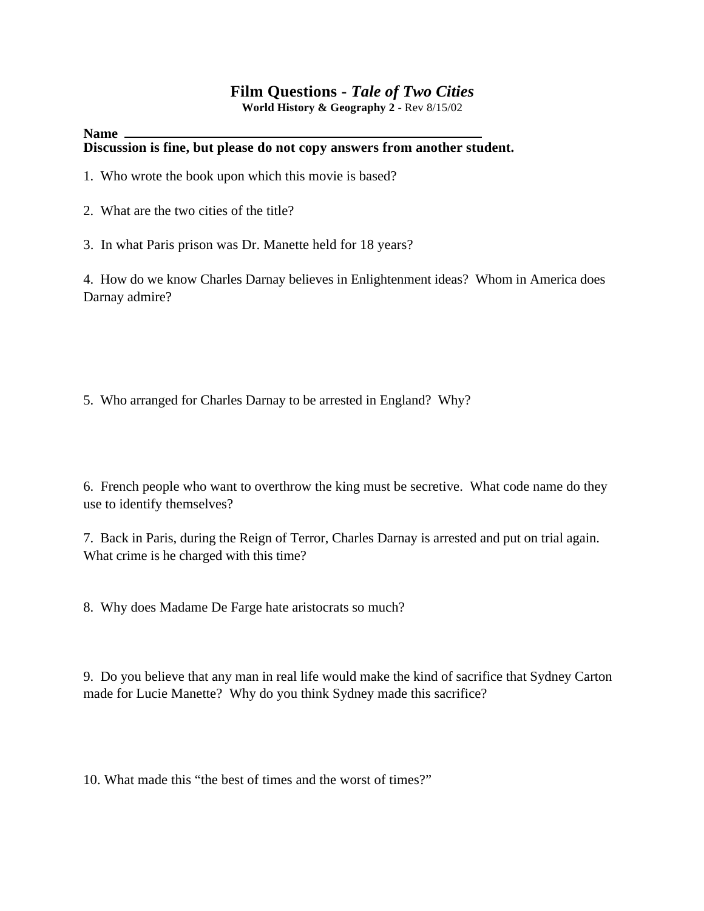# Film Questions - *Tale of Two Cities*

**World History & Geography 2** - Rev 8/15/02

**Name** ______________________________________________

**Discussion is fine, but please do not copy answers from another student.**

1. Who wrote the book upon which this movie is based?

2. What are the two cities of the title?

3. In what Paris prison was Dr. Manette held for 18 years?

4. How do we know Charles Darnay believes in Enlightenment ideas? Whom in America does Darnay admire?

5. Who arranged for Charles Darnay to be arrested in England? Why?

6. French people who want to overthrow the king must be secretive. What code name do they use to identify themselves?

7. Back in Paris, during the Reign of Terror, Charles Darnay is arrested and put on trial again. What crime is he charged with this time?

8. Why does Madame De Farge hate aristocrats so much?

9. Do you believe that any man in real life would make the kind of sacrifice that Sydney Carton made for Lucie Manette? Why do you think Sydney made this sacrifice?

10. What made this "the best of times and the worst of times?"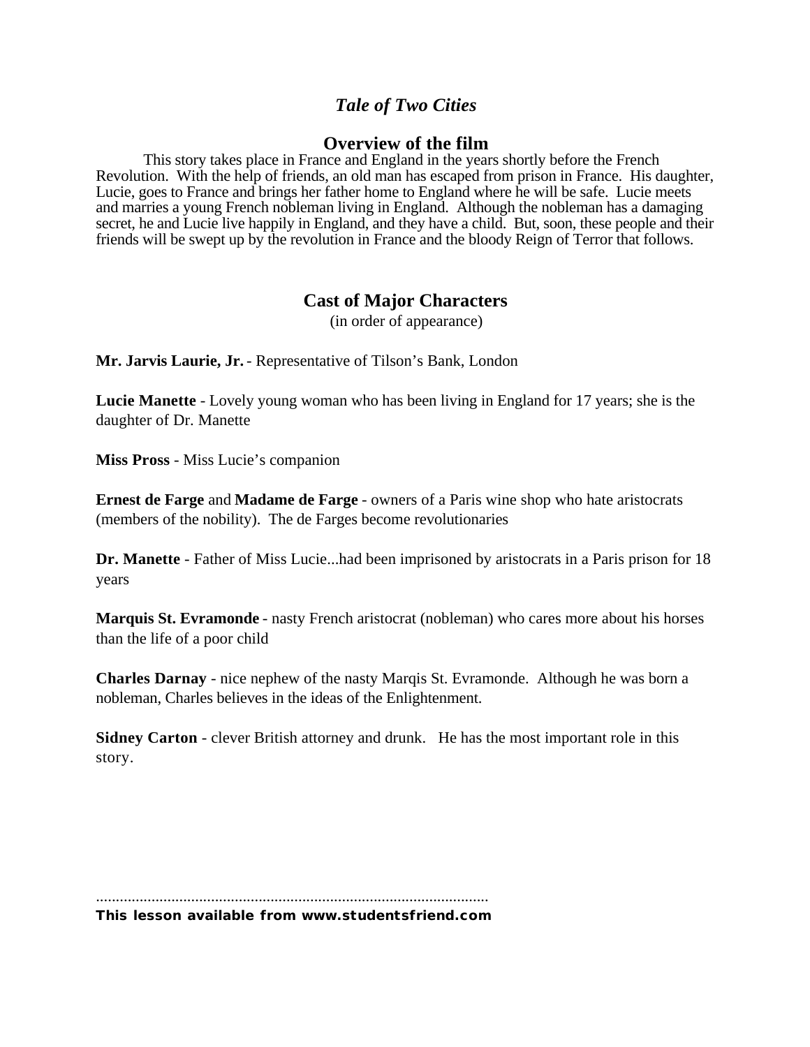# *Tale of Two Cities*

## Overview of the film

This story takes place in France and England in the years shortly before the French Revolution. With the help of friends, an old man has escaped from prison in France. His daughter, Lucie, goes to France and brings her father home to England where he will be safe. Lucie meets and marries a young French nobleman living in England. Although the nobleman has a damaging secret, he and Lucie live happily in England, and they have a child. But, soon, these people and their friends will be swept up by the revolution in France and the bloody Reign of Terror that follows.

## Cast of Major Characters

(in order of appearance)

**Mr. Jarvis Laurie, Jr.** - Representative of Tilson's Bank, London

**Lucie Manette** - Lovely young woman who has been living in England for 17 years; she is the daughter of Dr. Manette

**Miss Pross** - Miss Lucie's companion

**Ernest de Farge** and **Madame de Farge** - owners of a Paris wine shop who hate aristocrats (members of the nobility). The de Farges become revolutionaries

**Dr. Manette** - Father of Miss Lucie...had been imprisoned by aristocrats in a Paris prison for 18 years

**Marquis St. Evramonde** - nasty French aristocrat (nobleman) who cares more about his horses than the life of a poor child

**Charles Darnay** - nice nephew of the nasty Marqis St. Evramonde. Although he was born a nobleman, Charles believes in the ideas of the Enlightenment.

**Sidney Carton** - clever British attorney and drunk. He has the most important role in this story.

.........................................................................................................

**This lesson available from www.studentsfriend.com**